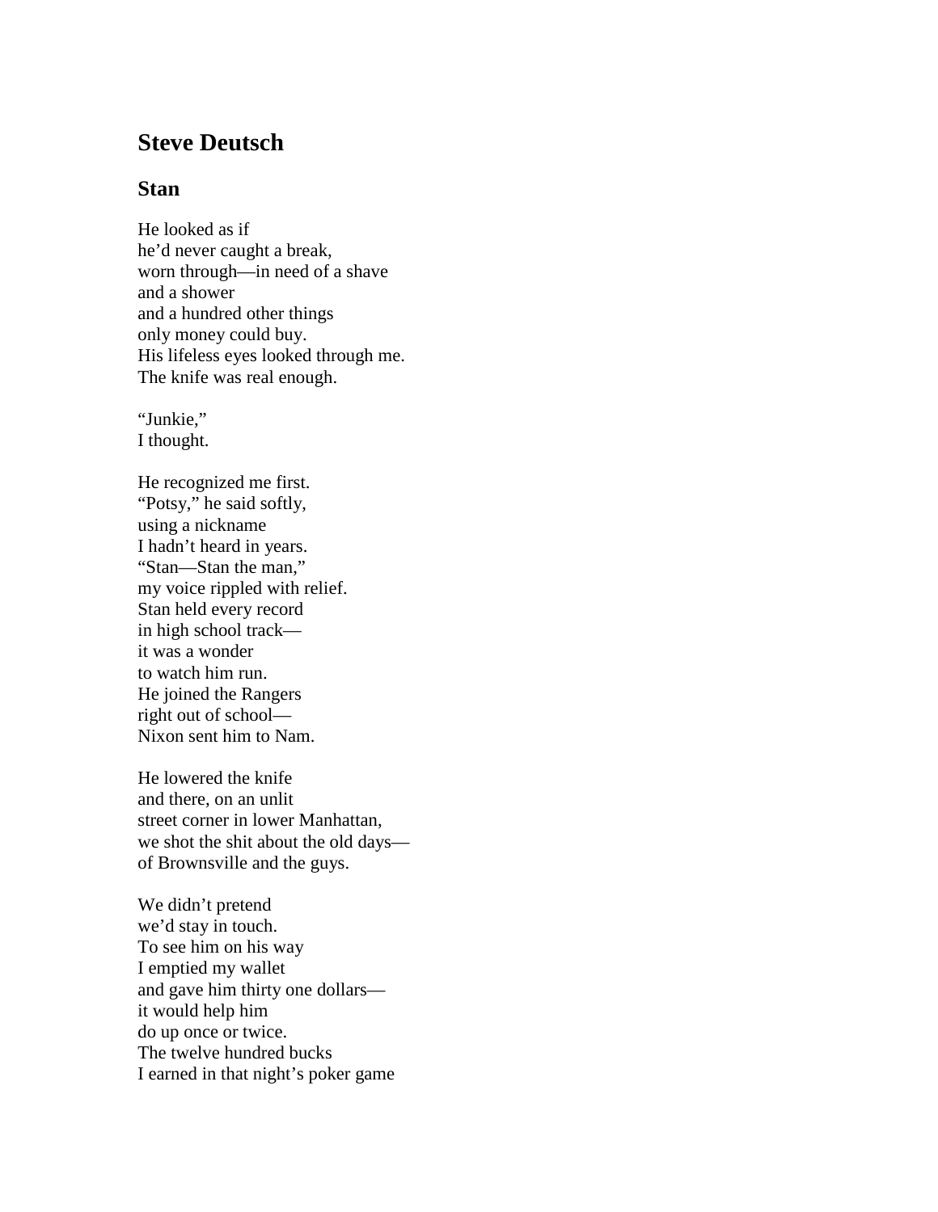# Steve Deutsch

## Stan

He looked as if  
he'd never caught a break,  
worn through—in need of a shave  
and a shower  
and a hundred other things  
only money could buy.  
His lifeless eyes looked through me.  
The knife was real enough.

"Junkie,"  
I thought.

He recognized me first.  
"Potsy," he said softly,  
using a nickname  
I hadn't heard in years.  
"Stan—Stan the man,"  
my voice rippled with relief.  
Stan held every record  
in high school track—  
it was a wonder  
to watch him run.  
He joined the Rangers  
right out of school—  
Nixon sent him to Nam.

He lowered the knife  
and there, on an unlit  
street corner in lower Manhattan,  
we shot the shit about the old days—  
of Brownsville and the guys.

We didn't pretend  
we'd stay in touch.  
To see him on his way  
I emptied my wallet  
and gave him thirty one dollars—  
it would help him  
do up once or twice.  
The twelve hundred bucks  
I earned in that night's poker game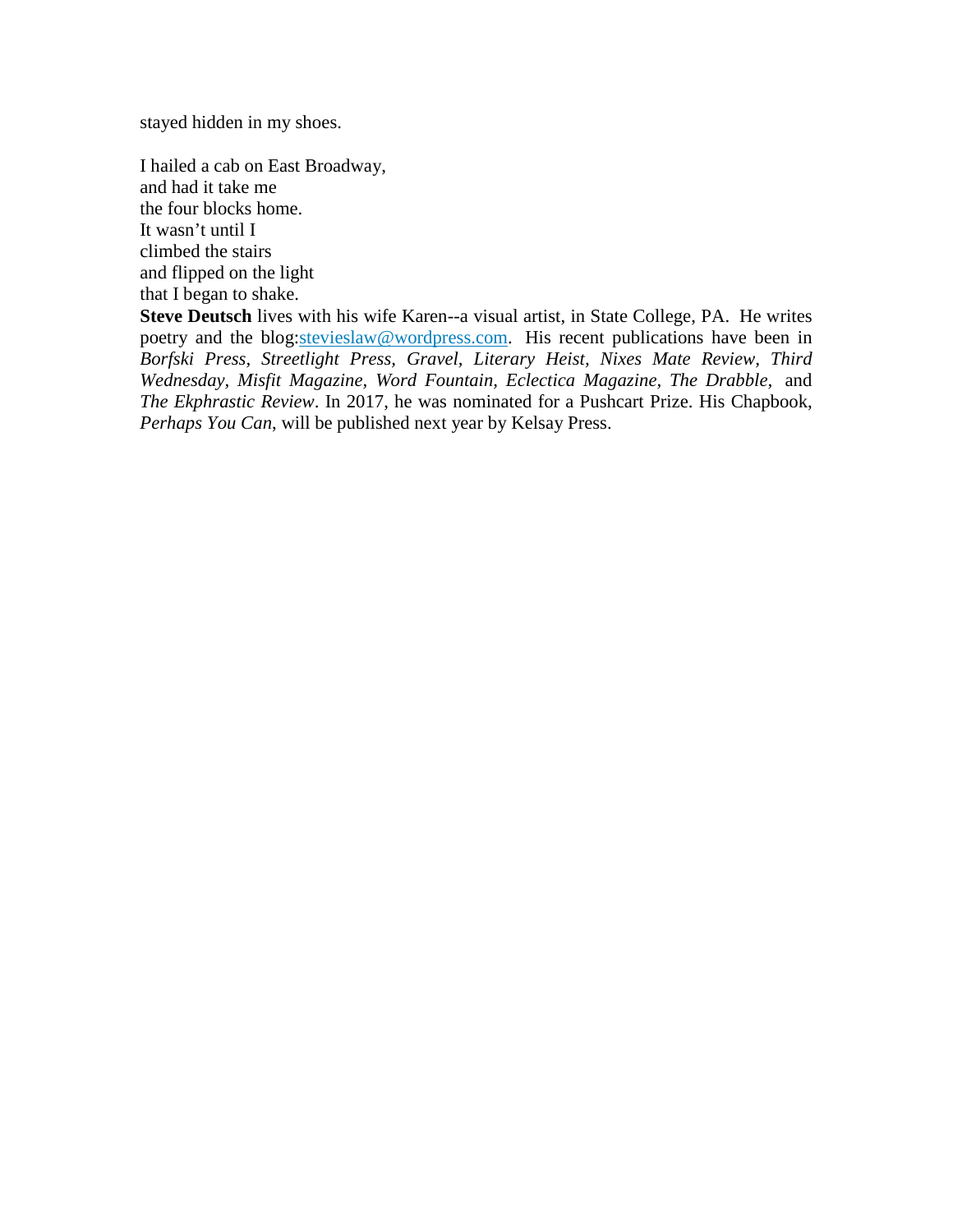stayed hidden in my shoes.

I hailed a cab on East Broadway,  
and had it take me  
the four blocks home.  
It wasn't until I  
climbed the stairs  
and flipped on the light  
that I began to shake.

**Steve Deutsch** lives with his wife Karen--a visual artist, in State College, PA. He writes poetry and the blog:stevieslaw@wordpress.com. His recent publications have been in *Borfski Press, Streetlight Press, Gravel, Literary Heist, Nixes Mate Review, Third Wednesday, Misfit Magazine, Word Fountain, Eclectica Magazine, The Drabble,* and *The Ekphrastic Review*. In 2017, he was nominated for a Pushcart Prize. His Chapbook, *Perhaps You Can*, will be published next year by Kelsay Press.